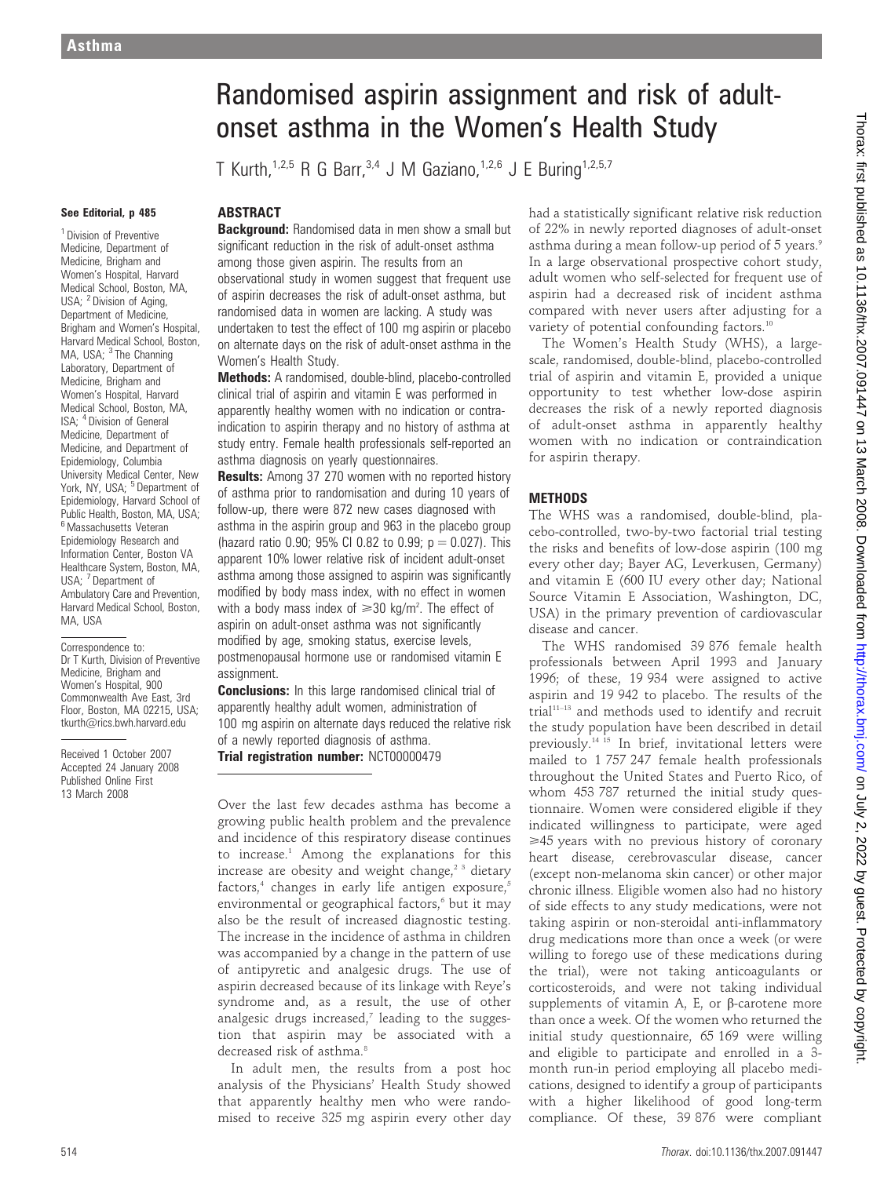# Randomised aspirin assignment and risk of adult-onset asthma in the Women's Health Study

T Kurth,[1,2,5] R G Barr,[3,4] J M Gaziano,[1,2,6] J E Buring[1,2,5,7]

See Editorial, p 485

[1] Division of Preventive Medicine, Department of Medicine, Brigham and Women's Hospital, Harvard Medical School, Boston, MA, USA; [2] Division of Aging, Department of Medicine, Brigham and Women's Hospital, Harvard Medical School, Boston, MA, USA; [3] The Channing Laboratory, Department of Medicine, Brigham and Women's Hospital, Harvard Medical School, Boston, MA, ISA; [4] Division of General Medicine, Department of Medicine, and Department of Epidemiology, Columbia University Medical Center, New York, NY, USA; [5] Department of Epidemiology, Harvard School of Public Health, Boston, MA, USA; [6] Massachusetts Veteran Epidemiology Research and Information Center, Boston VA Healthcare System, Boston, MA, USA; [7] Department of Ambulatory Care and Prevention, Harvard Medical School, Boston, MA, USA

Correspondence to: Dr T Kurth, Division of Preventive Medicine, Brigham and Women's Hospital, 900 Commonwealth Ave East, 3rd Floor, Boston, MA 02215, USA; tkurth@rics.bwh.harvard.edu

Received 1 October 2007
Accepted 24 January 2008
Published Online First 13 March 2008

## ABSTRACT

**Background:** Randomised data in men show a small but significant reduction in the risk of adult-onset asthma among those given aspirin. The results from an observational study in women suggest that frequent use of aspirin decreases the risk of adult-onset asthma, but randomised data in women are lacking. A study was undertaken to test the effect of 100 mg aspirin or placebo on alternate days on the risk of adult-onset asthma in the Women's Health Study.

**Methods:** A randomised, double-blind, placebo-controlled clinical trial of aspirin and vitamin E was performed in apparently healthy women with no indication or contraindication to aspirin therapy and no history of asthma at study entry. Female health professionals self-reported an asthma diagnosis on yearly questionnaires.

**Results:** Among 37 270 women with no reported history of asthma prior to randomisation and during 10 years of follow-up, there were 872 new cases diagnosed with asthma in the aspirin group and 963 in the placebo group (hazard ratio 0.90; 95% CI 0.82 to 0.99; $p = 0.027$). This apparent 10% lower relative risk of incident adult-onset asthma among those assigned to aspirin was significantly modified by body mass index, with no effect in women with a body mass index of $\geqslant 30$ kg/m$^2$. The effect of aspirin on adult-onset asthma was not significantly modified by age, smoking status, exercise levels, postmenopausal hormone use or randomised vitamin E assignment.

**Conclusions:** In this large randomised clinical trial of apparently healthy adult women, administration of 100 mg aspirin on alternate days reduced the relative risk of a newly reported diagnosis of asthma.

**Trial registration number:** NCT00000479

Over the last few decades asthma has become a growing public health problem and the prevalence and incidence of this respiratory disease continues to increase.[1] Among the explanations for this increase are obesity and weight change,[2,3] dietary factors,[4] changes in early life antigen exposure,[5] environmental or geographical factors,[6] but it may also be the result of increased diagnostic testing. The increase in the incidence of asthma in children was accompanied by a change in the pattern of use of antipyretic and analgesic drugs. The use of aspirin decreased because of its linkage with Reye's syndrome and, as a result, the use of other analgesic drugs increased,[7] leading to the suggestion that aspirin may be associated with a decreased risk of asthma.[8]

In adult men, the results from a post hoc analysis of the Physicians' Health Study showed that apparently healthy men who were randomised to receive 325 mg aspirin every other day had a statistically significant relative risk reduction of 22% in newly reported diagnoses of adult-onset asthma during a mean follow-up period of 5 years.[9] In a large observational prospective cohort study, adult women who self-selected for frequent use of aspirin had a decreased risk of incident asthma compared with never users after adjusting for a variety of potential confounding factors.[10]

The Women's Health Study (WHS), a large-scale, randomised, double-blind, placebo-controlled trial of aspirin and vitamin E, provided a unique opportunity to test whether low-dose aspirin decreases the risk of a newly reported diagnosis of adult-onset asthma in apparently healthy women with no indication or contraindication for aspirin therapy.

## METHODS

The WHS was a randomised, double-blind, placebo-controlled, two-by-two factorial trial testing the risks and benefits of low-dose aspirin (100 mg every other day; Bayer AG, Leverkusen, Germany) and vitamin E (600 IU every other day; National Source Vitamin E Association, Washington, DC, USA) in the primary prevention of cardiovascular disease and cancer.

The WHS randomised 39 876 female health professionals between April 1993 and January 1996; of these, 19 934 were assigned to active aspirin and 19 942 to placebo. The results of the trial[11–13] and methods used to identify and recruit the study population have been described in detail previously.[14,15] In brief, invitational letters were mailed to 1 757 247 female health professionals throughout the United States and Puerto Rico, of whom 453 787 returned the initial study questionnaire. Women were considered eligible if they indicated willingness to participate, were aged $\geqslant$45 years with no previous history of coronary heart disease, cerebrovascular disease, cancer (except non-melanoma skin cancer) or other major chronic illness. Eligible women also had no history of side effects to any study medications, were not taking aspirin or non-steroidal anti-inflammatory drug medications more than once a week (or were willing to forego use of these medications during the trial), were not taking anticoagulants or corticosteroids, and were not taking individual supplements of vitamin A, E, or β-carotene more than once a week. Of the women who returned the initial study questionnaire, 65 169 were willing and eligible to participate and enrolled in a 3-month run-in period employing all placebo medications, designed to identify a group of participants with a higher likelihood of good long-term compliance. Of these, 39 876 were compliant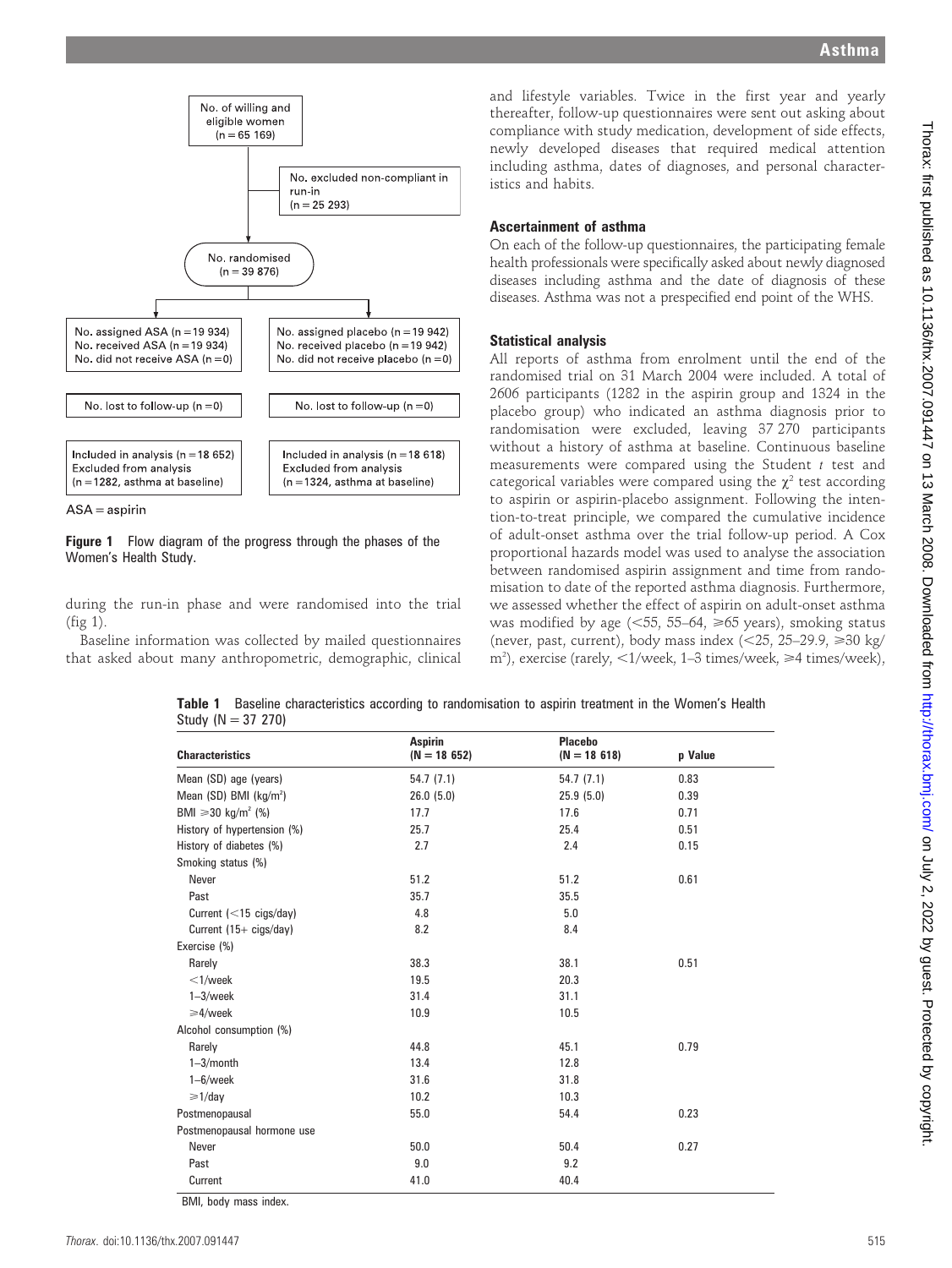No. of willing and eligible women (n = 65 169)

No. excluded non-compliant in run-in (n = 25 293)

No. randomised (n = 39 876)

| ASA | Placebo |
|---|---|
| No. assigned ASA (n = 19 934) No. received ASA (n = 19 934) No. did not receive ASA (n = 0) | No. assigned placebo (n = 19 942) No. received placebo (n = 19 942) No. did not receive placebo (n = 0) |
| No. lost to follow-up (n = 0) | No. lost to follow-up (n = 0) |
| Included in analysis (n = 18 652) Excluded from analysis (n = 1282, asthma at baseline) | Included in analysis (n = 18 618) Excluded from analysis (n = 1324, asthma at baseline) |

ASA = aspirin

**Figure 1** Flow diagram of the progress through the phases of the Women's Health Study.

during the run-in phase and were randomised into the trial (fig 1).

Baseline information was collected by mailed questionnaires that asked about many anthropometric, demographic, clinical and lifestyle variables. Twice in the first year and yearly thereafter, follow-up questionnaires were sent out asking about compliance with study medication, development of side effects, newly developed diseases that required medical attention including asthma, dates of diagnoses, and personal characteristics and habits.

### Ascertainment of asthma

On each of the follow-up questionnaires, the participating female health professionals were specifically asked about newly diagnosed diseases including asthma and the date of diagnosis of these diseases. Asthma was not a prespecified end point of the WHS.

### Statistical analysis

All reports of asthma from enrolment until the end of the randomised trial on 31 March 2004 were included. A total of 2606 participants (1282 in the aspirin group and 1324 in the placebo group) who indicated an asthma diagnosis prior to randomisation were excluded, leaving 37 270 participants without a history of asthma at baseline. Continuous baseline measurements were compared using the Student *t* test and categorical variables were compared using the $\chi^2$ test according to aspirin or aspirin-placebo assignment. Following the intention-to-treat principle, we compared the cumulative incidence of adult-onset asthma over the trial follow-up period. A Cox proportional hazards model was used to analyse the association between randomised aspirin assignment and time from randomisation to date of the reported asthma diagnosis. Furthermore, we assessed whether the effect of aspirin on adult-onset asthma was modified by age (<55, 55–64, ⩾65 years), smoking status (never, past, current), body mass index (<25, 25–29.9, ⩾30 kg/m$^2$), exercise (rarely, <1/week, 1–3 times/week, ⩾4 times/week),

**Table 1** Baseline characteristics according to randomisation to aspirin treatment in the Women's Health Study (N = 37 270)

| Characteristics | Aspirin (N = 18 652) | Placebo (N = 18 618) | p Value |
|---|---|---|---|
| Mean (SD) age (years) | 54.7 (7.1) | 54.7 (7.1) | 0.83 |
| Mean (SD) BMI (kg/m$^2$) | 26.0 (5.0) | 25.9 (5.0) | 0.39 |
| BMI ⩾30 kg/m$^2$ (%) | 17.7 | 17.6 | 0.71 |
| History of hypertension (%) | 25.7 | 25.4 | 0.51 |
| History of diabetes (%) | 2.7 | 2.4 | 0.15 |
| Smoking status (%) | | | |
| Never | 51.2 | 51.2 | 0.61 |
| Past | 35.7 | 35.5 | |
| Current (<15 cigs/day) | 4.8 | 5.0 | |
| Current (15+ cigs/day) | 8.2 | 8.4 | |
| Exercise (%) | | | |
| Rarely | 38.3 | 38.1 | 0.51 |
| <1/week | 19.5 | 20.3 | |
| 1–3/week | 31.4 | 31.1 | |
| ⩾4/week | 10.9 | 10.5 | |
| Alcohol consumption (%) | | | |
| Rarely | 44.8 | 45.1 | 0.79 |
| 1–3/month | 13.4 | 12.8 | |
| 1–6/week | 31.6 | 31.8 | |
| ⩾1/day | 10.2 | 10.3 | |
| Postmenopausal | 55.0 | 54.4 | 0.23 |
| Postmenopausal hormone use | | | |
| Never | 50.0 | 50.4 | 0.27 |
| Past | 9.0 | 9.2 | |
| Current | 41.0 | 40.4 | |

BMI, body mass index.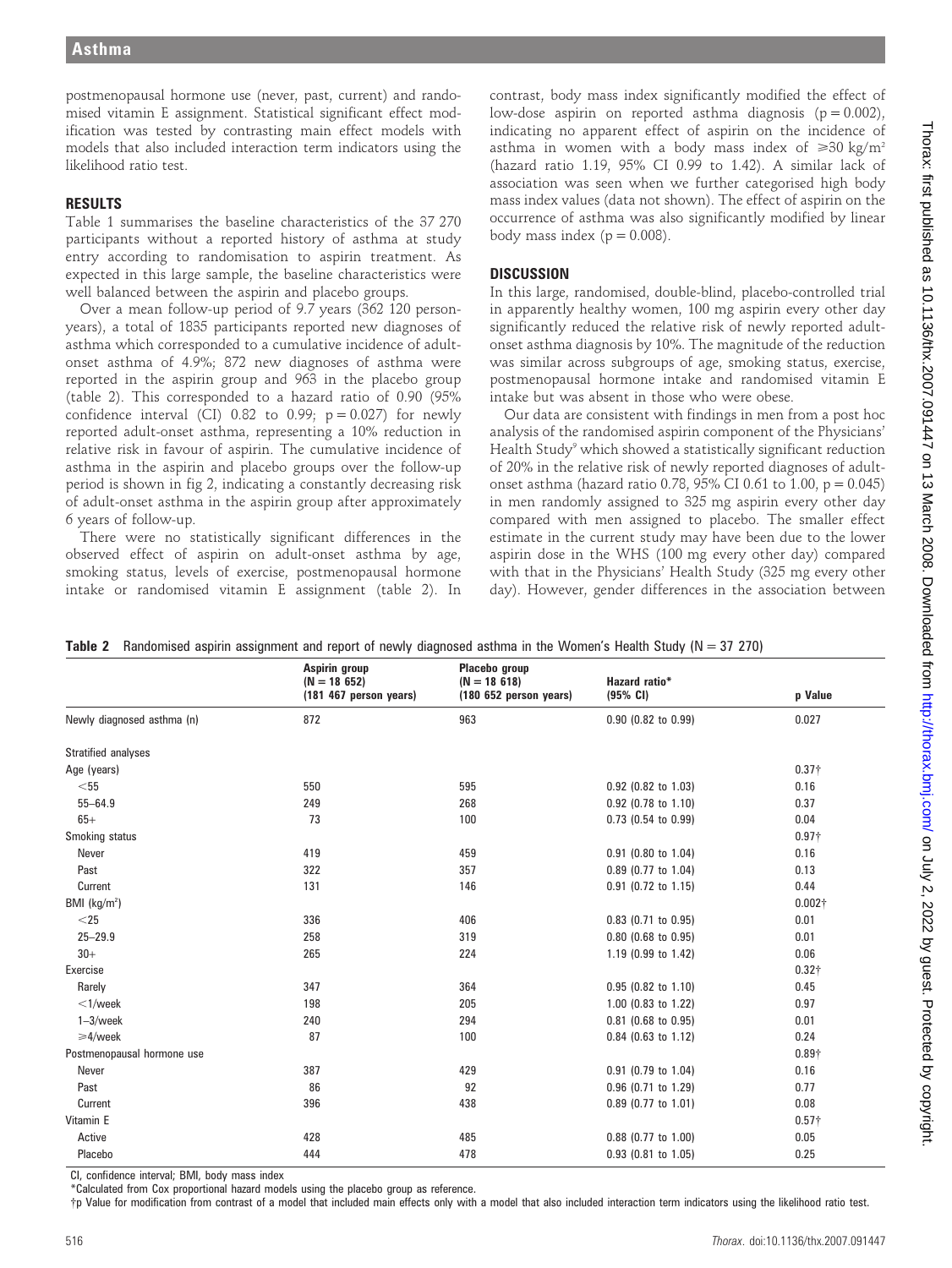postmenopausal hormone use (never, past, current) and randomised vitamin E assignment. Statistical significant effect modification was tested by contrasting main effect models with models that also included interaction term indicators using the likelihood ratio test.

## RESULTS

Table 1 summarises the baseline characteristics of the 37 270 participants without a reported history of asthma at study entry according to randomisation to aspirin treatment. As expected in this large sample, the baseline characteristics were well balanced between the aspirin and placebo groups.

Over a mean follow-up period of 9.7 years (362 120 person-years), a total of 1835 participants reported new diagnoses of asthma which corresponded to a cumulative incidence of adult-onset asthma of 4.9%; 872 new diagnoses of asthma were reported in the aspirin group and 963 in the placebo group (table 2). This corresponded to a hazard ratio of 0.90 (95% confidence interval (CI) 0.82 to 0.99; p = 0.027) for newly reported adult-onset asthma, representing a 10% reduction in relative risk in favour of aspirin. The cumulative incidence of asthma in the aspirin and placebo groups over the follow-up period is shown in fig 2, indicating a constantly decreasing risk of adult-onset asthma in the aspirin group after approximately 6 years of follow-up.

There were no statistically significant differences in the observed effect of aspirin on adult-onset asthma by age, smoking status, levels of exercise, postmenopausal hormone intake or randomised vitamin E assignment (table 2). In contrast, body mass index significantly modified the effect of low-dose aspirin on reported asthma diagnosis (p = 0.002), indicating no apparent effect of aspirin on the incidence of asthma in women with a body mass index of ≥30 kg/m$^2$ (hazard ratio 1.19, 95% CI 0.99 to 1.42). A similar lack of association was seen when we further categorised high body mass index values (data not shown). The effect of aspirin on the occurrence of asthma was also significantly modified by linear body mass index (p = 0.008).

## DISCUSSION

In this large, randomised, double-blind, placebo-controlled trial in apparently healthy women, 100 mg aspirin every other day significantly reduced the relative risk of newly reported adult-onset asthma diagnosis by 10%. The magnitude of the reduction was similar across subgroups of age, smoking status, exercise, postmenopausal hormone intake and randomised vitamin E intake but was absent in those who were obese.

Our data are consistent with findings in men from a post hoc analysis of the randomised aspirin component of the Physicians' Health Study[9] which showed a statistically significant reduction of 20% in the relative risk of newly reported diagnoses of adult-onset asthma (hazard ratio 0.78, 95% CI 0.61 to 1.00, p = 0.045) in men randomly assigned to 325 mg aspirin every other day compared with men assigned to placebo. The smaller effect estimate in the current study may have been due to the lower aspirin dose in the WHS (100 mg every other day) compared with that in the Physicians' Health Study (325 mg every other day). However, gender differences in the association between

**Table 2** Randomised aspirin assignment and report of newly diagnosed asthma in the Women's Health Study (N = 37 270)

| | Aspirin group (N = 18 652) (181 467 person years) | Placebo group (N = 18 618) (180 652 person years) | Hazard ratio* (95% CI) | p Value |
|---|---|---|---|---|
| Newly diagnosed asthma (n) | 872 | 963 | 0.90 (0.82 to 0.99) | 0.027 |
| Stratified analyses | | | | |
| Age (years) | | | | 0.37† |
| <55 | 550 | 595 | 0.92 (0.82 to 1.03) | 0.16 |
| 55–64.9 | 249 | 268 | 0.92 (0.78 to 1.10) | 0.37 |
| 65+ | 73 | 100 | 0.73 (0.54 to 0.99) | 0.04 |
| Smoking status | | | | 0.97† |
| Never | 419 | 459 | 0.91 (0.80 to 1.04) | 0.16 |
| Past | 322 | 357 | 0.89 (0.77 to 1.04) | 0.13 |
| Current | 131 | 146 | 0.91 (0.72 to 1.15) | 0.44 |
| BMI (kg/m$^2$) | | | | 0.002† |
| <25 | 336 | 406 | 0.83 (0.71 to 0.95) | 0.01 |
| 25–29.9 | 258 | 319 | 0.80 (0.68 to 0.95) | 0.01 |
| 30+ | 265 | 224 | 1.19 (0.99 to 1.42) | 0.06 |
| Exercise | | | | 0.32† |
| Rarely | 347 | 364 | 0.95 (0.82 to 1.10) | 0.45 |
| <1/week | 198 | 205 | 1.00 (0.83 to 1.22) | 0.97 |
| 1–3/week | 240 | 294 | 0.81 (0.68 to 0.95) | 0.01 |
| ≥4/week | 87 | 100 | 0.84 (0.63 to 1.12) | 0.24 |
| Postmenopausal hormone use | | | | 0.89† |
| Never | 387 | 429 | 0.91 (0.79 to 1.04) | 0.16 |
| Past | 86 | 92 | 0.96 (0.71 to 1.29) | 0.77 |
| Current | 396 | 438 | 0.89 (0.77 to 1.01) | 0.08 |
| Vitamin E | | | | 0.57† |
| Active | 428 | 485 | 0.88 (0.77 to 1.00) | 0.05 |
| Placebo | 444 | 478 | 0.93 (0.81 to 1.05) | 0.25 |

CI, confidence interval; BMI, body mass index

*Calculated from Cox proportional hazard models using the placebo group as reference.

†p Value for modification from contrast of a model that included main effects only with a model that also included interaction term indicators using the likelihood ratio test.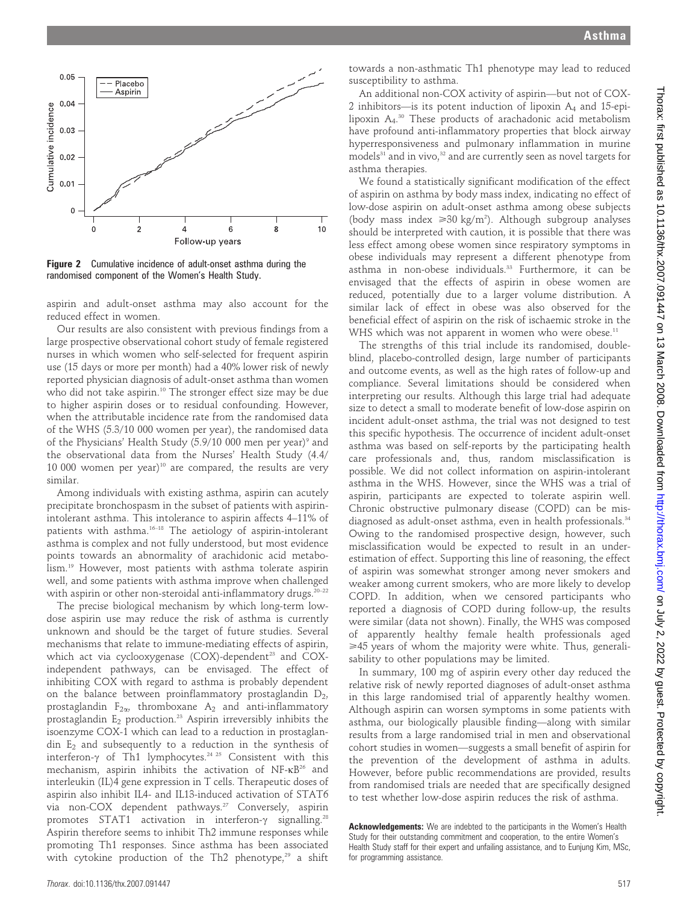Figure 2 Cumulative incidence of adult-onset asthma during the randomised component of the Women's Health Study.

aspirin and adult-onset asthma may also account for the reduced effect in women.

Our results are also consistent with previous findings from a large prospective observational cohort study of female registered nurses in which women who self-selected for frequent aspirin use (15 days or more per month) had a 40% lower risk of newly reported physician diagnosis of adult-onset asthma than women who did not take aspirin.[10] The stronger effect size may be due to higher aspirin doses or to residual confounding. However, when the attributable incidence rate from the randomised data of the WHS (5.3/10 000 women per year), the randomised data of the Physicians' Health Study (5.9/10 000 men per year)[9] and the observational data from the Nurses' Health Study (4.4/10 000 women per year)[10] are compared, the results are very similar.

Among individuals with existing asthma, aspirin can acutely precipitate bronchospasm in the subset of patients with aspirin-intolerant asthma. This intolerance to aspirin affects 4–11% of patients with asthma.[16–18] The aetiology of aspirin-intolerant asthma is complex and not fully understood, but most evidence points towards an abnormality of arachidonic acid metabolism.[19] However, most patients with asthma tolerate aspirin well, and some patients with asthma improve when challenged with aspirin or other non-steroidal anti-inflammatory drugs.[20–22]

The precise biological mechanism by which long-term low-dose aspirin use may reduce the risk of asthma is currently unknown and should be the target of future studies. Several mechanisms that relate to immune-mediating effects of aspirin, which act via cyclooxygenase (COX)-dependent[23] and COX-independent pathways, can be envisaged. The effect of inhibiting COX with regard to asthma is probably dependent on the balance between proinflammatory prostaglandin $D_2$, prostaglandin $F_{2\alpha}$, thromboxane $A_2$ and anti-inflammatory prostaglandin $E_2$ production.[23] Aspirin irreversibly inhibits the isoenzyme COX-1 which can lead to a reduction in prostaglandin $E_2$ and subsequently to a reduction in the synthesis of interferon-$\gamma$ of Th1 lymphocytes.[24 25] Consistent with this mechanism, aspirin inhibits the activation of NF-$\kappa$B[26] and interleukin (IL)4 gene expression in T cells. Therapeutic doses of aspirin also inhibit IL4- and IL13-induced activation of STAT6 via non-COX dependent pathways.[27] Conversely, aspirin promotes STAT1 activation in interferon-$\gamma$ signalling.[28] Aspirin therefore seems to inhibit Th2 immune responses while promoting Th1 responses. Since asthma has been associated with cytokine production of the Th2 phenotype,[29] a shift towards a non-asthmatic Th1 phenotype may lead to reduced susceptibility to asthma.

An additional non-COX activity of aspirin—but not of COX-2 inhibitors—is its potent induction of lipoxin $A_4$ and 15-epi-lipoxin $A_4$.[30] These products of arachadonic acid metabolism have profound anti-inflammatory properties that block airway hyperresponsiveness and pulmonary inflammation in murine models[31] and in vivo,[32] and are currently seen as novel targets for asthma therapies.

We found a statistically significant modification of the effect of aspirin on asthma by body mass index, indicating no effect of low-dose aspirin on adult-onset asthma among obese subjects (body mass index $\geqslant$30 kg/m$^2$). Although subgroup analyses should be interpreted with caution, it is possible that there was less effect among obese women since respiratory symptoms in obese individuals may represent a different phenotype from asthma in non-obese individuals.[33] Furthermore, it can be envisaged that the effects of aspirin in obese women are reduced, potentially due to a larger volume distribution. A similar lack of effect in obese was also observed for the beneficial effect of aspirin on the risk of ischaemic stroke in the WHS which was not apparent in women who were obese.[11]

The strengths of this trial include its randomised, double-blind, placebo-controlled design, large number of participants and outcome events, as well as the high rates of follow-up and compliance. Several limitations should be considered when interpreting our results. Although this large trial had adequate size to detect a small to moderate benefit of low-dose aspirin on incident adult-onset asthma, the trial was not designed to test this specific hypothesis. The occurrence of incident adult-onset asthma was based on self-reports by the participating health care professionals and, thus, random misclassification is possible. We did not collect information on aspirin-intolerant asthma in the WHS. However, since the WHS was a trial of aspirin, participants are expected to tolerate aspirin well. Chronic obstructive pulmonary disease (COPD) can be misdiagnosed as adult-onset asthma, even in health professionals.[34] Owing to the randomised prospective design, however, such misclassification would be expected to result in an underestimation of effect. Supporting this line of reasoning, the effect of aspirin was somewhat stronger among never smokers and weaker among current smokers, who are more likely to develop COPD. In addition, when we censored participants who reported a diagnosis of COPD during follow-up, the results were similar (data not shown). Finally, the WHS was composed of apparently healthy female health professionals aged $\geqslant$45 years of whom the majority were white. Thus, generalisability to other populations may be limited.

In summary, 100 mg of aspirin every other day reduced the relative risk of newly reported diagnoses of adult-onset asthma in this large randomised trial of apparently healthy women. Although aspirin can worsen symptoms in some patients with asthma, our biologically plausible finding—along with similar results from a large randomised trial in men and observational cohort studies in women—suggests a small benefit of aspirin for the prevention of the development of asthma in adults. However, before public recommendations are provided, results from randomised trials are needed that are specifically designed to test whether low-dose aspirin reduces the risk of asthma.

**Acknowledgements:** We are indebted to the participants in the Women's Health Study for their outstanding commitment and cooperation, to the entire Women's Health Study staff for their expert and unfailing assistance, and to Eunjung Kim, MSc, for programming assistance.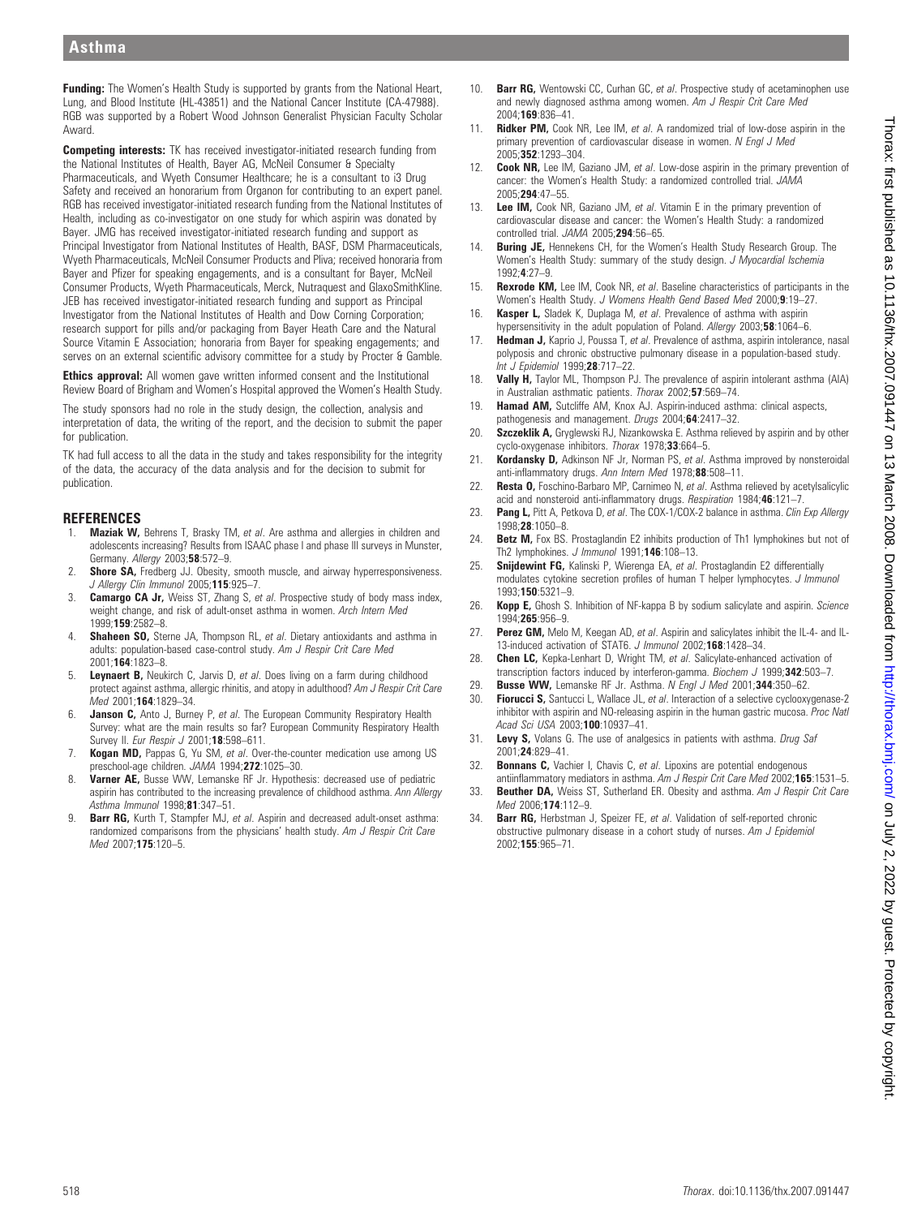**Funding:** The Women's Health Study is supported by grants from the National Heart, Lung, and Blood Institute (HL-43851) and the National Cancer Institute (CA-47988). RGB was supported by a Robert Wood Johnson Generalist Physician Faculty Scholar Award.

**Competing interests:** TK has received investigator-initiated research funding from the National Institutes of Health, Bayer AG, McNeil Consumer & Specialty Pharmaceuticals, and Wyeth Consumer Healthcare; he is a consultant to i3 Drug Safety and received an honorarium from Organon for contributing to an expert panel. RGB has received investigator-initiated research funding from the National Institutes of Health, including as co-investigator on one study for which aspirin was donated by Bayer. JMG has received investigator-initiated research funding and support as Principal Investigator from National Institutes of Health, BASF, DSM Pharmaceuticals, Wyeth Pharmaceuticals, McNeil Consumer Products and Pliva; received honoraria from Bayer and Pfizer for speaking engagements, and is a consultant for Bayer, McNeil Consumer Products, Wyeth Pharmaceuticals, Merck, Nutraquest and GlaxoSmithKline. JEB has received investigator-initiated research funding and support as Principal Investigator from the National Institutes of Health and Dow Corning Corporation; research support for pills and/or packaging from Bayer Heath Care and the Natural Source Vitamin E Association; honoraria from Bayer for speaking engagements; and serves on an external scientific advisory committee for a study by Procter & Gamble.

**Ethics approval:** All women gave written informed consent and the Institutional Review Board of Brigham and Women's Hospital approved the Women's Health Study.

The study sponsors had no role in the study design, the collection, analysis and interpretation of data, the writing of the report, and the decision to submit the paper for publication.

TK had full access to all the data in the study and takes responsibility for the integrity of the data, the accuracy of the data analysis and for the decision to submit for publication.

## REFERENCES

1. **Maziak W,** Behrens T, Brasky TM, *et al*. Are asthma and allergies in children and adolescents increasing? Results from ISAAC phase I and phase III surveys in Munster, Germany. *Allergy* 2003;**58**:572–9.
2. **Shore SA,** Fredberg JJ. Obesity, smooth muscle, and airway hyperresponsiveness. *J Allergy Clin Immunol* 2005;**115**:925–7.
3. **Camargo CA Jr,** Weiss ST, Zhang S, *et al*. Prospective study of body mass index, weight change, and risk of adult-onset asthma in women. *Arch Intern Med* 1999;**159**:2582–8.
4. **Shaheen SO,** Sterne JA, Thompson RL, *et al*. Dietary antioxidants and asthma in adults: population-based case-control study. *Am J Respir Crit Care Med* 2001;**164**:1823–8.
5. **Leynaert B,** Neukirch C, Jarvis D, *et al*. Does living on a farm during childhood protect against asthma, allergic rhinitis, and atopy in adulthood? *Am J Respir Crit Care Med* 2001;**164**:1829–34.
6. **Janson C,** Anto J, Burney P, *et al*. The European Community Respiratory Health Survey: what are the main results so far? European Community Respiratory Health Survey II. *Eur Respir J* 2001;**18**:598–611.
7. **Kogan MD,** Pappas G, Yu SM, *et al*. Over-the-counter medication use among US preschool-age children. *JAMA* 1994;**272**:1025–30.
8. **Varner AE,** Busse WW, Lemanske RF Jr. Hypothesis: decreased use of pediatric aspirin has contributed to the increasing prevalence of childhood asthma. *Ann Allergy Asthma Immunol* 1998;**81**:347–51.
9. **Barr RG,** Kurth T, Stampfer MJ, *et al*. Aspirin and decreased adult-onset asthma: randomized comparisons from the physicians' health study. *Am J Respir Crit Care Med* 2007;**175**:120–5.
10. **Barr RG,** Wentowski CC, Curhan GC, *et al*. Prospective study of acetaminophen use and newly diagnosed asthma among women. *Am J Respir Crit Care Med* 2004;**169**:836–41.
11. **Ridker PM,** Cook NR, Lee IM, *et al*. A randomized trial of low-dose aspirin in the primary prevention of cardiovascular disease in women. *N Engl J Med* 2005;**352**:1293–304.
12. **Cook NR,** Lee IM, Gaziano JM, *et al*. Low-dose aspirin in the primary prevention of cancer: the Women's Health Study: a randomized controlled trial. *JAMA* 2005;**294**:47–55.
13. **Lee IM,** Cook NR, Gaziano JM, *et al*. Vitamin E in the primary prevention of cardiovascular disease and cancer: the Women's Health Study: a randomized controlled trial. *JAMA* 2005;**294**:56–65.
14. **Buring JE,** Hennekens CH, for the Women's Health Study Research Group. The Women's Health Study: summary of the study design. *J Myocardial Ischemia* 1992;**4**:27–9.
15. **Rexrode KM,** Lee IM, Cook NR, *et al*. Baseline characteristics of participants in the Women's Health Study. *J Womens Health Gend Based Med* 2000;**9**:19–27.
16. **Kasper L,** Sladek K, Duplaga M, *et al*. Prevalence of asthma with aspirin hypersensitivity in the adult population of Poland. *Allergy* 2003;**58**:1064–6.
17. **Hedman J,** Kaprio J, Poussa T, *et al*. Prevalence of asthma, aspirin intolerance, nasal polyposis and chronic obstructive pulmonary disease in a population-based study. *Int J Epidemiol* 1999;**28**:717–22.
18. **Vally H,** Taylor ML, Thompson PJ. The prevalence of aspirin intolerant asthma (AIA) in Australian asthmatic patients. *Thorax* 2002;**57**:569–74.
19. **Hamad AM,** Sutcliffe AM, Knox AJ. Aspirin-induced asthma: clinical aspects, pathogenesis and management. *Drugs* 2004;**64**:2417–32.
20. **Szczeklik A,** Gryglewski RJ, Nizankowska E. Asthma relieved by aspirin and by other cyclo-oxygenase inhibitors. *Thorax* 1978;**33**:664–5.
21. **Kordansky D,** Adkinson NF Jr, Norman PS, *et al*. Asthma improved by nonsteroidal anti-inflammatory drugs. *Ann Intern Med* 1978;**88**:508–11.
22. **Resta O,** Foschino-Barbaro MP, Carnimeo N, *et al*. Asthma relieved by acetylsalicylic acid and nonsteroid anti-inflammatory drugs. *Respiration* 1984;**46**:121–7.
23. **Pang L,** Pitt A, Petkova D, *et al*. The COX-1/COX-2 balance in asthma. *Clin Exp Allergy* 1998;**28**:1050–8.
24. **Betz M,** Fox BS. Prostaglandin E2 inhibits production of Th1 lymphokines but not of Th2 lymphokines. *J Immunol* 1991;**146**:108–13.
25. **Snijdewint FG,** Kalinski P, Wierenga EA, *et al*. Prostaglandin E2 differentially modulates cytokine secretion profiles of human T helper lymphocytes. *J Immunol* 1993;**150**:5321–9.
26. **Kopp E,** Ghosh S. Inhibition of NF-kappa B by sodium salicylate and aspirin. *Science* 1994;**265**:956–9.
27. **Perez GM,** Melo M, Keegan AD, *et al*. Aspirin and salicylates inhibit the IL-4- and IL-13-induced activation of STAT6. *J Immunol* 2002;**168**:1428–34.
28. **Chen LC,** Kepka-Lenhart D, Wright TM, *et al*. Salicylate-enhanced activation of transcription factors induced by interferon-gamma. *Biochem J* 1999;**342**:503–7.
29. **Busse WW,** Lemanske RF Jr. Asthma. *N Engl J Med* 2001;**344**:350–62.
30. **Fiorucci S,** Santucci L, Wallace JL, *et al*. Interaction of a selective cyclooxygenase-2 inhibitor with aspirin and NO-releasing aspirin in the human gastric mucosa. *Proc Natl Acad Sci USA* 2003;**100**:10937–41.
31. **Levy S,** Volans G. The use of analgesics in patients with asthma. *Drug Saf* 2001;**24**:829–41.
32. **Bonnans C,** Vachier I, Chavis C, *et al*. Lipoxins are potential endogenous antiinflammatory mediators in asthma. *Am J Respir Crit Care Med* 2002;**165**:1531–5.
33. **Beuther DA,** Weiss ST, Sutherland ER. Obesity and asthma. *Am J Respir Crit Care Med* 2006;**174**:112–9.
34. **Barr RG,** Herbstman J, Speizer FE, *et al*. Validation of self-reported chronic obstructive pulmonary disease in a cohort study of nurses. *Am J Epidemiol* 2002;**155**:965–71.